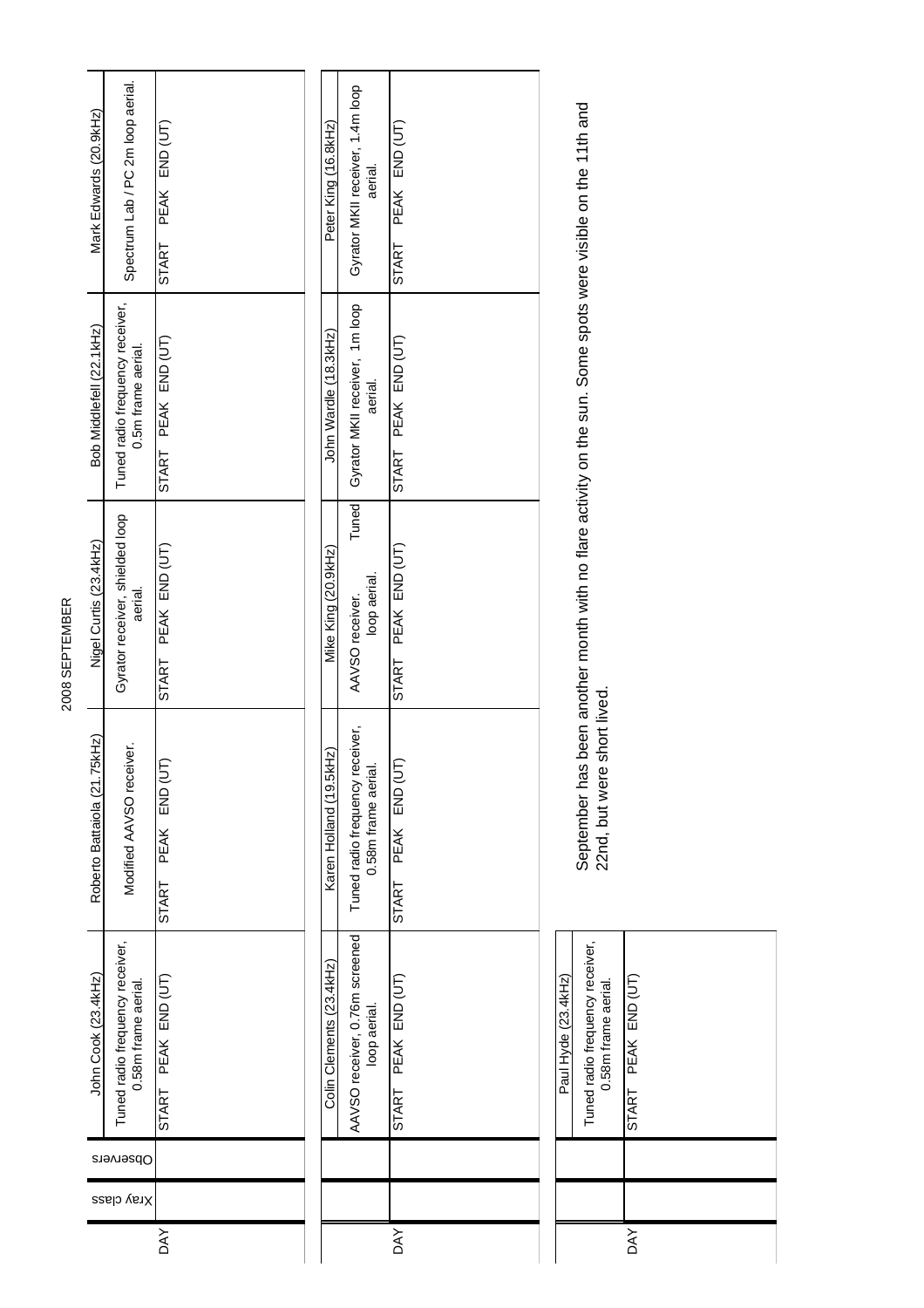# 2008 SEPTEMBER

| DAY | Xray class | Observers | John Cook (23.4kHz) | Roberto Battaiola (21.75kHz) | Nigel Curtis (23.4kHz) | Bob Middlefell (22.1kHz) | Mark Edwards (20.9kHz) |
|---|---|---|---|---|---|---|---|
| | | | Tuned radio frequency receiver, 0.58m frame aerial. | Modified AAVSO receiver. | Gyrator receiver, shielded loop aerial. | Tuned radio frequency receiver, 0.5m frame aerial. | Spectrum Lab / PC 2m loop aerial. |
| | | | START PEAK END (UT) | START PEAK END (UT) | START PEAK END (UT) | START PEAK END (UT) | START PEAK END (UT) |

| DAY | | | Colin Clements (23.4kHz) | Karen Holland (19.5kHz) | Mike King (20.9kHz) | John Wardle (18.3kHz) | Peter King (16.8kHz) |
|---|---|---|---|---|---|---|---|
| | | | AAVSO receiver, 0.76m screened loop aerial. | Tuned radio frequency receiver, 0.58m frame aerial. | AAVSO receiver. Tuned loop aerial. | Gyrator MKII receiver, 1m loop aerial. | Gyrator MKII receiver, 1.4m loop aerial. |
| | | | START PEAK END (UT) | START PEAK END (UT) | START PEAK END (UT) | START PEAK END (UT) | START PEAK END (UT) |

| DAY | | | Paul Hyde (23.4kHz) |
|---|---|---|---|
| | | | Tuned radio frequency receiver, 0.58m frame aerial. |
| | | | START PEAK END (UT) |

September has been another month with no flare activity on the sun. Some spots were visible on the 11th and 22nd, but were short lived.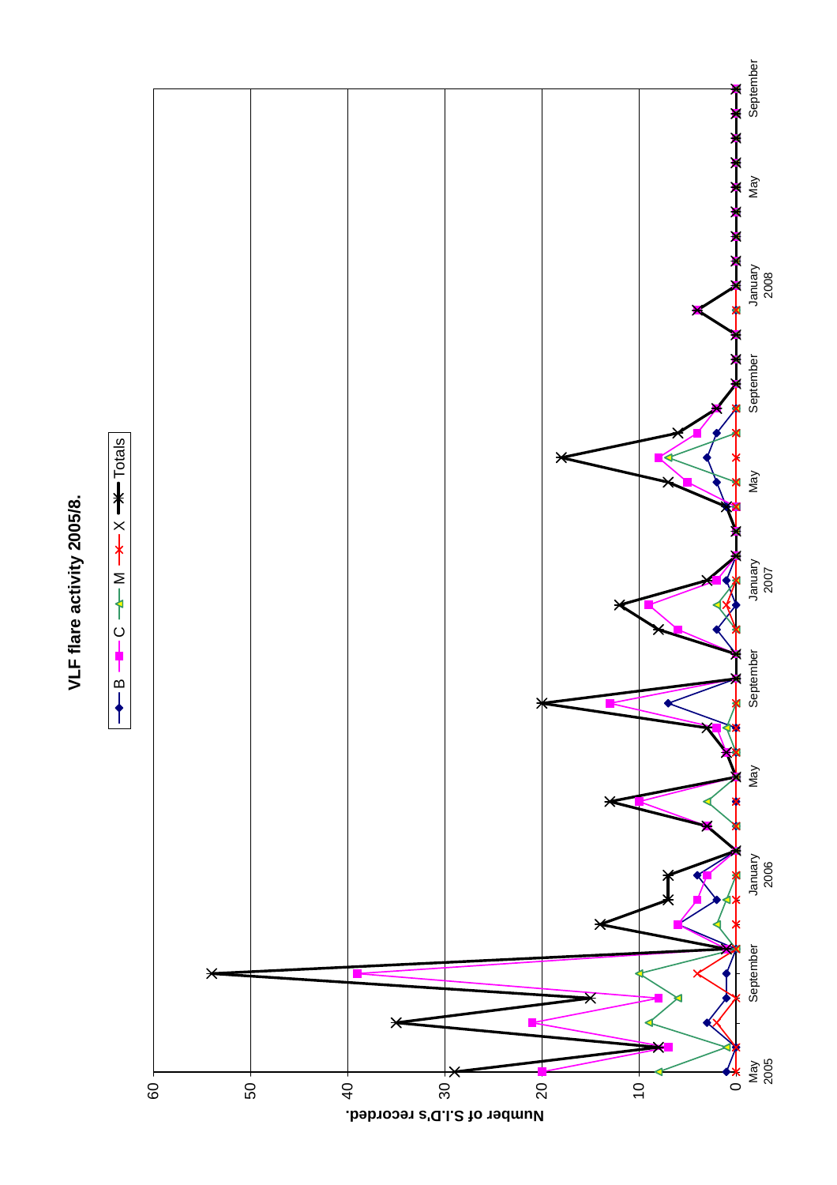VLF flare activity 2005/8.

B C M X Totals

Number of S.I.D's recorded.

0
10
20
30
40
50
60

May 2005
September
January 2006
May
September
January 2007
May
September
January 2008
May
September